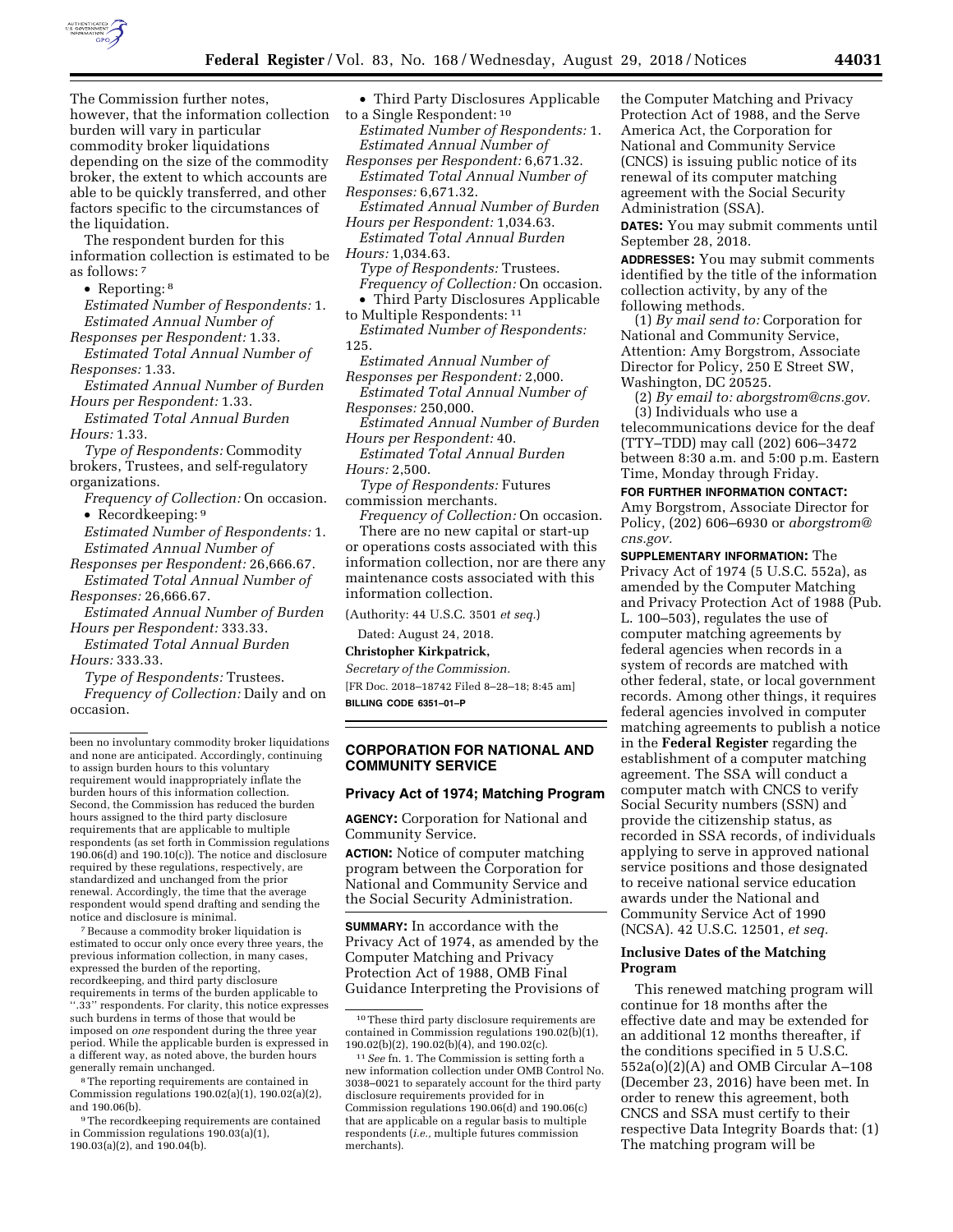The Commission further notes, however, that the information collection burden will vary in particular commodity broker liquidations depending on the size of the commodity broker, the extent to which accounts are able to be quickly transferred, and other factors specific to the circumstances of the liquidation.

The respondent burden for this information collection is estimated to be as follows: [7]

- Reporting: [8]

*Estimated Number of Respondents:* 1.

*Estimated Annual Number of Responses per Respondent:* 1.33.

*Estimated Total Annual Number of Responses:* 1.33.

*Estimated Annual Number of Burden Hours per Respondent:* 1.33.

*Estimated Total Annual Burden Hours:* 1.33.

*Type of Respondents:* Commodity brokers, Trustees, and self-regulatory organizations.

*Frequency of Collection:* On occasion.

- Recordkeeping: [9]

*Estimated Number of Respondents:* 1.

*Estimated Annual Number of Responses per Respondent:* 26,666.67.

*Estimated Total Annual Number of Responses:* 26,666.67.

*Estimated Annual Number of Burden Hours per Respondent:* 333.33.

*Estimated Total Annual Burden Hours:* 333.33.

*Type of Respondents:* Trustees.

*Frequency of Collection:* Daily and on occasion.

- Third Party Disclosures Applicable to a Single Respondent: [10]

*Estimated Number of Respondents:* 1.

*Estimated Annual Number of Responses per Respondent:* 6,671.32.

*Estimated Total Annual Number of Responses:* 6,671.32.

*Estimated Annual Number of Burden Hours per Respondent:* 1,034.63.

*Estimated Total Annual Burden Hours:* 1,034.63.

*Type of Respondents:* Trustees.

*Frequency of Collection:* On occasion.

- Third Party Disclosures Applicable to Multiple Respondents: [11]

*Estimated Number of Respondents:* 125.

*Estimated Annual Number of Responses per Respondent:* 2,000.

*Estimated Total Annual Number of Responses:* 250,000.

*Estimated Annual Number of Burden Hours per Respondent:* 40.

*Estimated Total Annual Burden Hours:* 2,500.

*Type of Respondents:* Futures commission merchants.

*Frequency of Collection:* On occasion.

There are no new capital or start-up or operations costs associated with this information collection, nor are there any maintenance costs associated with this information collection.

(Authority: 44 U.S.C. 3501 *et seq.*)

Dated: August 24, 2018.

**Christopher Kirkpatrick,**

*Secretary of the Commission.*

[FR Doc. 2018–18742 Filed 8–28–18; 8:45 am]

**BILLING CODE 6351–01–P**

---

been no involuntary commodity broker liquidations and none are anticipated. Accordingly, continuing to assign burden hours to this voluntary requirement would inappropriately inflate the burden hours of this information collection. Second, the Commission has reduced the burden hours assigned to the third party disclosure requirements that are applicable to multiple respondents (as set forth in Commission regulations 190.06(d) and 190.10(c)). The notice and disclosure required by these regulations, respectively, are standardized and unchanged from the prior renewal. Accordingly, the time that the average respondent would spend drafting and sending the notice and disclosure is minimal.

[7] Because a commodity broker liquidation is estimated to occur only once every three years, the previous information collection, in many cases, expressed the burden of the reporting, recordkeeping, and third party disclosure requirements in terms of the burden applicable to ''.33'' respondents. For clarity, this notice expresses such burdens in terms of those that would be imposed on *one* respondent during the three year period. While the applicable burden is expressed in a different way, as noted above, the burden hours generally remain unchanged.

[8] The reporting requirements are contained in Commission regulations 190.02(a)(1), 190.02(a)(2), and 190.06(b).

[9] The recordkeeping requirements are contained in Commission regulations 190.03(a)(1), 190.03(a)(2), and 190.04(b).

[10] These third party disclosure requirements are contained in Commission regulations 190.02(b)(1), 190.02(b)(2), 190.02(b)(4), and 190.02(c).

[11] *See* fn. 1. The Commission is setting forth a new information collection under OMB Control No. 3038–0021 to separately account for the third party disclosure requirements provided for in Commission regulations 190.06(d) and 190.06(c) that are applicable on a regular basis to multiple respondents (*i.e.*, multiple futures commission merchants).

---

## CORPORATION FOR NATIONAL AND COMMUNITY SERVICE

### Privacy Act of 1974; Matching Program

**AGENCY:** Corporation for National and Community Service.

**ACTION:** Notice of computer matching program between the Corporation for National and Community Service and the Social Security Administration.

**SUMMARY:** In accordance with the Privacy Act of 1974, as amended by the Computer Matching and Privacy Protection Act of 1988, OMB Final Guidance Interpreting the Provisions of the Computer Matching and Privacy Protection Act of 1988, and the Serve America Act, the Corporation for National and Community Service (CNCS) is issuing public notice of its renewal of its computer matching agreement with the Social Security Administration (SSA).

**DATES:** You may submit comments until September 28, 2018.

**ADDRESSES:** You may submit comments identified by the title of the information collection activity, by any of the following methods.

(1) *By mail send to:* Corporation for National and Community Service, Attention: Amy Borgstrom, Associate Director for Policy, 250 E Street SW, Washington, DC 20525.

(2) *By email to: aborgstrom@cns.gov.*

(3) Individuals who use a telecommunications device for the deaf (TTY–TDD) may call (202) 606–3472 between 8:30 a.m. and 5:00 p.m. Eastern Time, Monday through Friday.

**FOR FURTHER INFORMATION CONTACT:** Amy Borgstrom, Associate Director for Policy, (202) 606–6930 or *aborgstrom@cns.gov.*

**SUPPLEMENTARY INFORMATION:** The Privacy Act of 1974 (5 U.S.C. 552a), as amended by the Computer Matching and Privacy Protection Act of 1988 (Pub. L. 100–503), regulates the use of computer matching agreements by federal agencies when records in a system of records are matched with other federal, state, or local government records. Among other things, it requires federal agencies involved in computer matching agreements to publish a notice in the **Federal Register** regarding the establishment of a computer matching agreement. The SSA will conduct a computer match with CNCS to verify Social Security numbers (SSN) and provide the citizenship status, as recorded in SSA records, of individuals applying to serve in approved national service positions and those designated to receive national service education awards under the National and Community Service Act of 1990 (NCSA). 42 U.S.C. 12501, *et seq.*

### Inclusive Dates of the Matching Program

This renewed matching program will continue for 18 months after the effective date and may be extended for an additional 12 months thereafter, if the conditions specified in 5 U.S.C. 552a(o)(2)(A) and OMB Circular A–108 (December 23, 2016) have been met. In order to renew this agreement, both CNCS and SSA must certify to their respective Data Integrity Boards that: (1) The matching program will be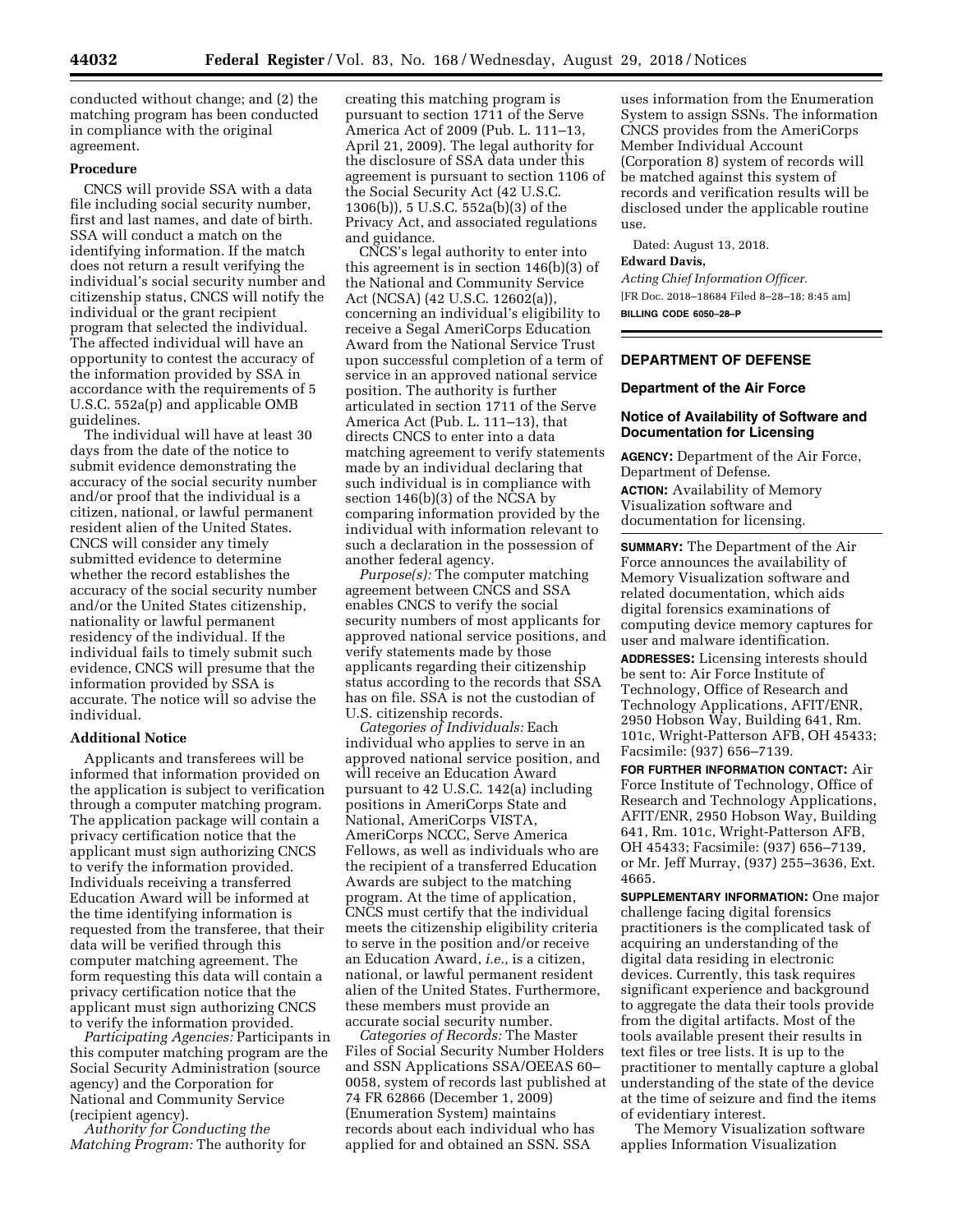conducted without change; and (2) the matching program has been conducted in compliance with the original agreement.

**Procedure**

CNCS will provide SSA with a data file including social security number, first and last names, and date of birth. SSA will conduct a match on the identifying information. If the match does not return a result verifying the individual's social security number and citizenship status, CNCS will notify the individual or the grant recipient program that selected the individual. The affected individual will have an opportunity to contest the accuracy of the information provided by SSA in accordance with the requirements of 5 U.S.C. 552a(p) and applicable OMB guidelines.

The individual will have at least 30 days from the date of the notice to submit evidence demonstrating the accuracy of the social security number and/or proof that the individual is a citizen, national, or lawful permanent resident alien of the United States. CNCS will consider any timely submitted evidence to determine whether the record establishes the accuracy of the social security number and/or the United States citizenship, nationality or lawful permanent residency of the individual. If the individual fails to timely submit such evidence, CNCS will presume that the information provided by SSA is accurate. The notice will so advise the individual.

**Additional Notice**

Applicants and transferees will be informed that information provided on the application is subject to verification through a computer matching program. The application package will contain a privacy certification notice that the applicant must sign authorizing CNCS to verify the information provided. Individuals receiving a transferred Education Award will be informed at the time identifying information is requested from the transferee, that their data will be verified through this computer matching agreement. The form requesting this data will contain a privacy certification notice that the applicant must sign authorizing CNCS to verify the information provided.

*Participating Agencies:* Participants in this computer matching program are the Social Security Administration (source agency) and the Corporation for National and Community Service (recipient agency).

*Authority for Conducting the Matching Program:* The authority for creating this matching program is pursuant to section 1711 of the Serve America Act of 2009 (Pub. L. 111–13, April 21, 2009). The legal authority for the disclosure of SSA data under this agreement is pursuant to section 1106 of the Social Security Act (42 U.S.C. 1306(b)), 5 U.S.C. 552a(b)(3) of the Privacy Act, and associated regulations and guidance.

CNCS's legal authority to enter into this agreement is in section 146(b)(3) of the National and Community Service Act (NCSA) (42 U.S.C. 12602(a)), concerning an individual's eligibility to receive a Segal AmeriCorps Education Award from the National Service Trust upon successful completion of a term of service in an approved national service position. The authority is further articulated in section 1711 of the Serve America Act (Pub. L. 111–13), that directs CNCS to enter into a data matching agreement to verify statements made by an individual declaring that such individual is in compliance with section 146(b)(3) of the NCSA by comparing information provided by the individual with information relevant to such a declaration in the possession of another federal agency.

*Purpose(s):* The computer matching agreement between CNCS and SSA enables CNCS to verify the social security numbers of most applicants for approved national service positions, and verify statements made by those applicants regarding their citizenship status according to the records that SSA has on file. SSA is not the custodian of U.S. citizenship records.

*Categories of Individuals:* Each individual who applies to serve in an approved national service position, and will receive an Education Award pursuant to 42 U.S.C. 142(a) including positions in AmeriCorps State and National, AmeriCorps VISTA, AmeriCorps NCCC, Serve America Fellows, as well as individuals who are the recipient of a transferred Education Awards are subject to the matching program. At the time of application, CNCS must certify that the individual meets the citizenship eligibility criteria to serve in the position and/or receive an Education Award, *i.e.,* is a citizen, national, or lawful permanent resident alien of the United States. Furthermore, these members must provide an accurate social security number.

*Categories of Records:* The Master Files of Social Security Number Holders and SSN Applications SSA/OEEAS 60–0058, system of records last published at 74 FR 62866 (December 1, 2009) (Enumeration System) maintains records about each individual who has applied for and obtained an SSN. SSA uses information from the Enumeration System to assign SSNs. The information CNCS provides from the AmeriCorps Member Individual Account (Corporation 8) system of records will be matched against this system of records and verification results will be disclosed under the applicable routine use.

Dated: August 13, 2018.

**Edward Davis,**

*Acting Chief Information Officer.*

[FR Doc. 2018–18684 Filed 8–28–18; 8:45 am]

**BILLING CODE 6050–28–P**

## DEPARTMENT OF DEFENSE

### Department of the Air Force

### Notice of Availability of Software and Documentation for Licensing

**AGENCY:** Department of the Air Force, Department of Defense.

**ACTION:** Availability of Memory Visualization software and documentation for licensing.

**SUMMARY:** The Department of the Air Force announces the availability of Memory Visualization software and related documentation, which aids digital forensics examinations of computing device memory captures for user and malware identification.

**ADDRESSES:** Licensing interests should be sent to: Air Force Institute of Technology, Office of Research and Technology Applications, AFIT/ENR, 2950 Hobson Way, Building 641, Rm. 101c, Wright-Patterson AFB, OH 45433; Facsimile: (937) 656–7139.

**FOR FURTHER INFORMATION CONTACT:** Air Force Institute of Technology, Office of Research and Technology Applications, AFIT/ENR, 2950 Hobson Way, Building 641, Rm. 101c, Wright-Patterson AFB, OH 45433; Facsimile: (937) 656–7139, or Mr. Jeff Murray, (937) 255–3636, Ext. 4665.

**SUPPLEMENTARY INFORMATION:** One major challenge facing digital forensics practitioners is the complicated task of acquiring an understanding of the digital data residing in electronic devices. Currently, this task requires significant experience and background to aggregate the data their tools provide from the digital artifacts. Most of the tools available present their results in text files or tree lists. It is up to the practitioner to mentally capture a global understanding of the state of the device at the time of seizure and find the items of evidentiary interest.

The Memory Visualization software applies Information Visualization